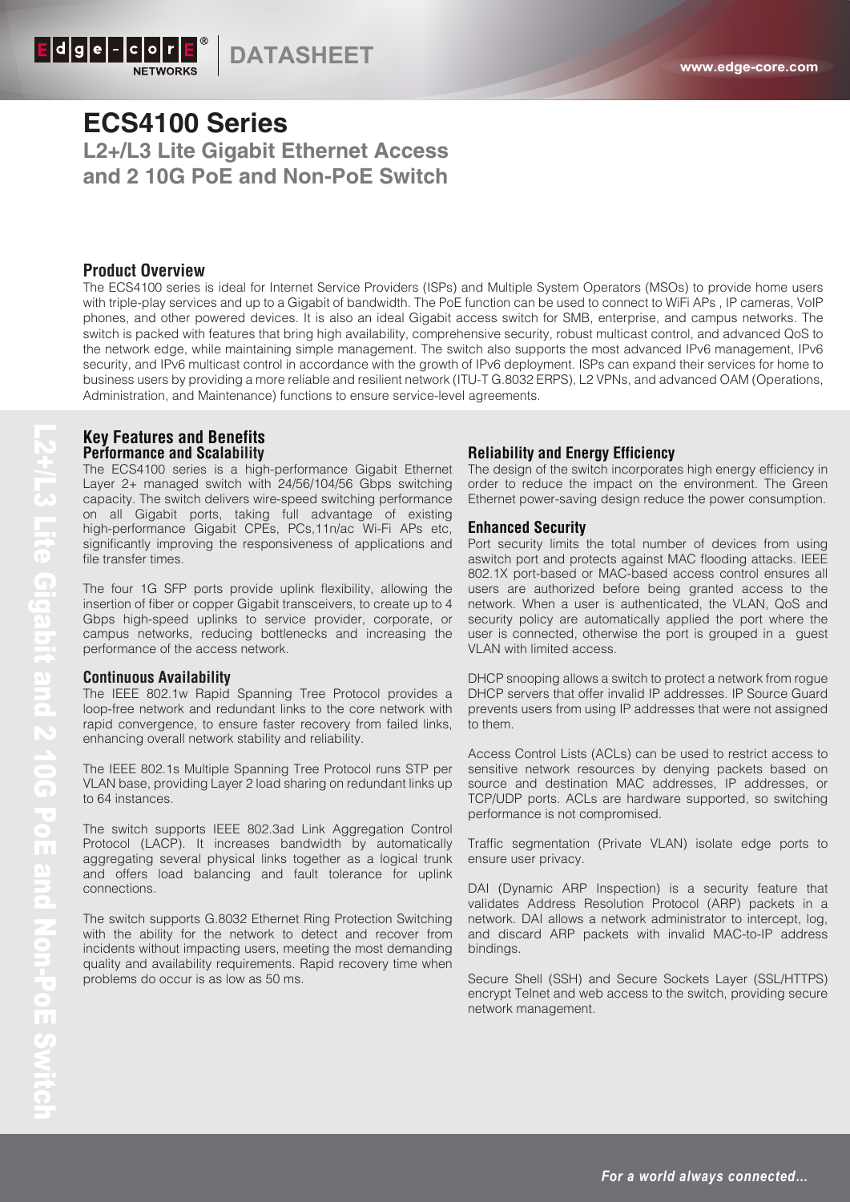# ECS4100 Series

## L2+/L3 Lite Gigabit Ethernet Access and 2 10G PoE and Non-PoE Switch

### Product Overview

The ECS4100 series is ideal for Internet Service Providers (ISPs) and Multiple System Operators (MSOs) to provide home users with triple-play services and up to a Gigabit of bandwidth. The PoE function can be used to connect to WiFi APs , IP cameras, VoIP phones, and other powered devices. It is also an ideal Gigabit access switch for SMB, enterprise, and campus networks. The switch is packed with features that bring high availability, comprehensive security, robust multicast control, and advanced QoS to the network edge, while maintaining simple management. The switch also supports the most advanced IPv6 management, IPv6 security, and IPv6 multicast control in accordance with the growth of IPv6 deployment. ISPs can expand their services for home to business users by providing a more reliable and resilient network (ITU-T G.8032 ERPS), L2 VPNs, and advanced OAM (Operations, Administration, and Maintenance) functions to ensure service-level agreements.

### Key Features and Benefits

#### Performance and Scalability

The ECS4100 series is a high-performance Gigabit Ethernet Layer 2+ managed switch with 24/56/104/56 Gbps switching capacity. The switch delivers wire-speed switching performance on all Gigabit ports, taking full advantage of existing high-performance Gigabit CPEs, PCs,11n/ac Wi-Fi APs etc, significantly improving the responsiveness of applications and file transfer times.

The four 1G SFP ports provide uplink flexibility, allowing the insertion of fiber or copper Gigabit transceivers, to create up to 4 Gbps high-speed uplinks to service provider, corporate, or campus networks, reducing bottlenecks and increasing the performance of the access network.

#### Continuous Availability

The IEEE 802.1w Rapid Spanning Tree Protocol provides a loop-free network and redundant links to the core network with rapid convergence, to ensure faster recovery from failed links, enhancing overall network stability and reliability.

The IEEE 802.1s Multiple Spanning Tree Protocol runs STP per VLAN base, providing Layer 2 load sharing on redundant links up to 64 instances.

The switch supports IEEE 802.3ad Link Aggregation Control Protocol (LACP). It increases bandwidth by automatically aggregating several physical links together as a logical trunk and offers load balancing and fault tolerance for uplink connections.

The switch supports G.8032 Ethernet Ring Protection Switching with the ability for the network to detect and recover from incidents without impacting users, meeting the most demanding quality and availability requirements. Rapid recovery time when problems do occur is as low as 50 ms.

#### Reliability and Energy Efficiency

The design of the switch incorporates high energy efficiency in order to reduce the impact on the environment. The Green Ethernet power-saving design reduce the power consumption.

#### Enhanced Security

Port security limits the total number of devices from using aswitch port and protects against MAC flooding attacks. IEEE 802.1X port-based or MAC-based access control ensures all users are authorized before being granted access to the network. When a user is authenticated, the VLAN, QoS and security policy are automatically applied the port where the user is connected, otherwise the port is grouped in a guest VLAN with limited access.

DHCP snooping allows a switch to protect a network from rogue DHCP servers that offer invalid IP addresses. IP Source Guard prevents users from using IP addresses that were not assigned to them.

Access Control Lists (ACLs) can be used to restrict access to sensitive network resources by denying packets based on source and destination MAC addresses, IP addresses, or TCP/UDP ports. ACLs are hardware supported, so switching performance is not compromised.

Traffic segmentation (Private VLAN) isolate edge ports to ensure user privacy.

DAI (Dynamic ARP Inspection) is a security feature that validates Address Resolution Protocol (ARP) packets in a network. DAI allows a network administrator to intercept, log, and discard ARP packets with invalid MAC-to-IP address bindings.

Secure Shell (SSH) and Secure Sockets Layer (SSL/HTTPS) encrypt Telnet and web access to the switch, providing secure network management.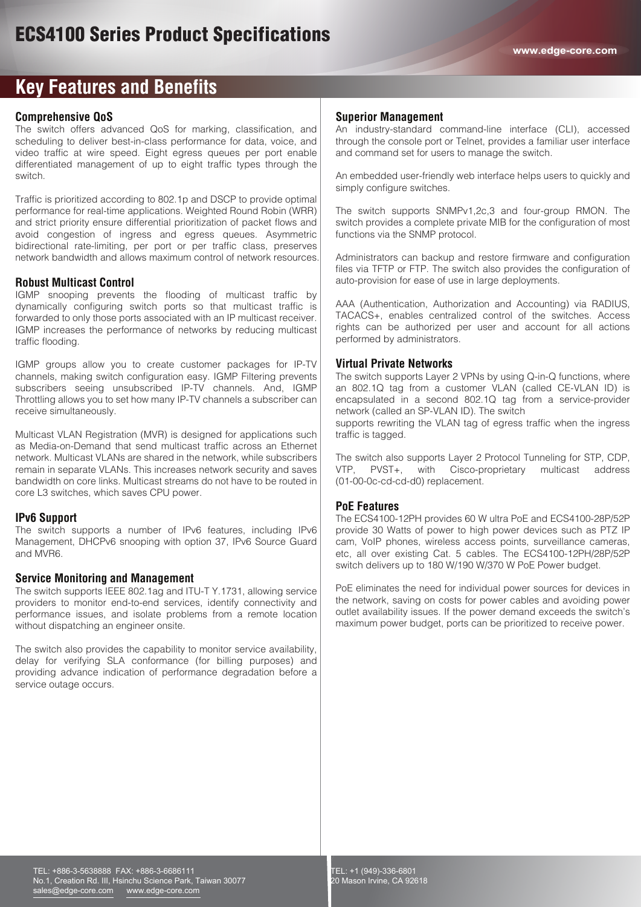# ECS4100 Series Product Specifications

## Key Features and Benefits

### Comprehensive QoS

The switch offers advanced QoS for marking, classification, and scheduling to deliver best-in-class performance for data, voice, and video traffic at wire speed. Eight egress queues per port enable differentiated management of up to eight traffic types through the switch.

Traffic is prioritized according to 802.1p and DSCP to provide optimal performance for real-time applications. Weighted Round Robin (WRR) and strict priority ensure differential prioritization of packet flows and avoid congestion of ingress and egress queues. Asymmetric bidirectional rate-limiting, per port or per traffic class, preserves network bandwidth and allows maximum control of network resources.

### Robust Multicast Control

IGMP snooping prevents the flooding of multicast traffic by dynamically configuring switch ports so that multicast traffic is forwarded to only those ports associated with an IP multicast receiver. IGMP increases the performance of networks by reducing multicast traffic flooding.

IGMP groups allow you to create customer packages for IP-TV channels, making switch configuration easy. IGMP Filtering prevents subscribers seeing unsubscribed IP-TV channels. And, IGMP Throttling allows you to set how many IP-TV channels a subscriber can receive simultaneously.

Multicast VLAN Registration (MVR) is designed for applications such as Media-on-Demand that send multicast traffic across an Ethernet network. Multicast VLANs are shared in the network, while subscribers remain in separate VLANs. This increases network security and saves bandwidth on core links. Multicast streams do not have to be routed in core L3 switches, which saves CPU power.

### IPv6 Support

The switch supports a number of IPv6 features, including IPv6 Management, DHCPv6 snooping with option 37, IPv6 Source Guard and MVR6.

### Service Monitoring and Management

The switch supports IEEE 802.1ag and ITU-T Y.1731, allowing service providers to monitor end-to-end services, identify connectivity and performance issues, and isolate problems from a remote location without dispatching an engineer onsite.

The switch also provides the capability to monitor service availability, delay for verifying SLA conformance (for billing purposes) and providing advance indication of performance degradation before a service outage occurs.

### Superior Management

An industry-standard command-line interface (CLI), accessed through the console port or Telnet, provides a familiar user interface and command set for users to manage the switch.

An embedded user-friendly web interface helps users to quickly and simply configure switches.

The switch supports SNMPv1,2c,3 and four-group RMON. The switch provides a complete private MIB for the configuration of most functions via the SNMP protocol.

Administrators can backup and restore firmware and configuration files via TFTP or FTP. The switch also provides the configuration of auto-provision for ease of use in large deployments.

AAA (Authentication, Authorization and Accounting) via RADIUS, TACACS+, enables centralized control of the switches. Access rights can be authorized per user and account for all actions performed by administrators.

### Virtual Private Networks

The switch supports Layer 2 VPNs by using Q-in-Q functions, where an 802.1Q tag from a customer VLAN (called CE-VLAN ID) is encapsulated in a second 802.1Q tag from a service-provider network (called an SP-VLAN ID). The switch supports rewriting the VLAN tag of egress traffic when the ingress traffic is tagged.

The switch also supports Layer 2 Protocol Tunneling for STP, CDP, VTP, PVST+, with Cisco-proprietary multicast address (01-00-0c-cd-cd-d0) replacement.

### PoE Features

The ECS4100-12PH provides 60 W ultra PoE and ECS4100-28P/52P provide 30 Watts of power to high power devices such as PTZ IP cam, VoIP phones, wireless access points, surveillance cameras, etc, all over existing Cat. 5 cables. The ECS4100-12PH/28P/52P switch delivers up to 180 W/190 W/370 W PoE Power budget.

PoE eliminates the need for individual power sources for devices in the network, saving on costs for power cables and avoiding power outlet availability issues. If the power demand exceeds the switch's maximum power budget, ports can be prioritized to receive power.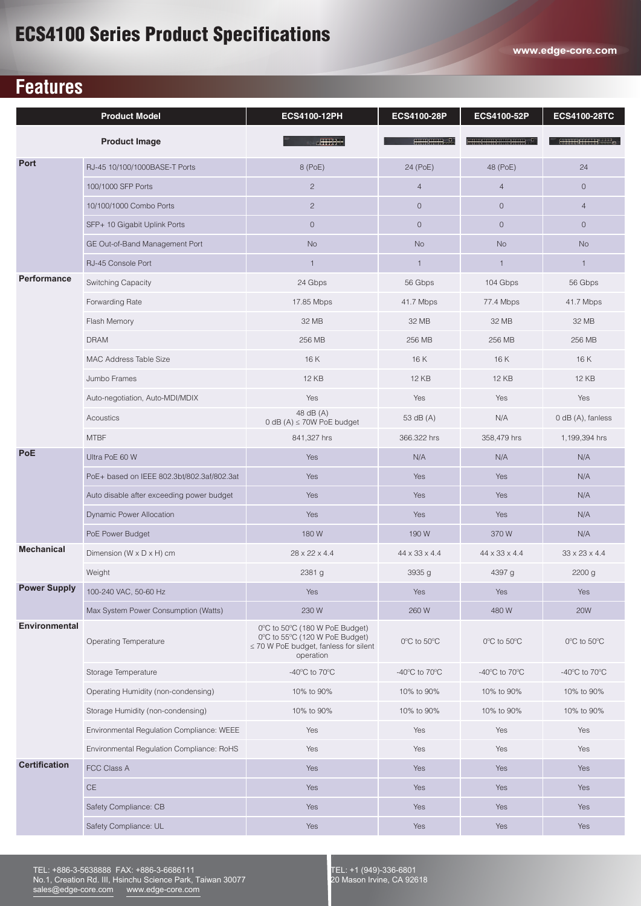# ECS4100 Series Product Specifications

## Features

| Product Model | | ECS4100-12PH | ECS4100-28P | ECS4100-52P | ECS4100-28TC |
|---|---|---|---|---|---|
| Product Image | | | | | |
| Port | RJ-45 10/100/1000BASE-T Ports | 8 (PoE) | 24 (PoE) | 48 (PoE) | 24 |
| | 100/1000 SFP Ports | 2 | 4 | 4 | 0 |
| | 10/100/1000 Combo Ports | 2 | 0 | 0 | 4 |
| | SFP+ 10 Gigabit Uplink Ports | 0 | 0 | 0 | 0 |
| | GE Out-of-Band Management Port | No | No | No | No |
| | RJ-45 Console Port | 1 | 1 | 1 | 1 |
| Performance | Switching Capacity | 24 Gbps | 56 Gbps | 104 Gbps | 56 Gbps |
| | Forwarding Rate | 17.85 Mbps | 41.7 Mbps | 77.4 Mbps | 41.7 Mbps |
| | Flash Memory | 32 MB | 32 MB | 32 MB | 32 MB |
| | DRAM | 256 MB | 256 MB | 256 MB | 256 MB |
| | MAC Address Table Size | 16 K | 16 K | 16 K | 16 K |
| | Jumbo Frames | 12 KB | 12 KB | 12 KB | 12 KB |
| | Auto-negotiation, Auto-MDI/MDIX | Yes | Yes | Yes | Yes |
| | Acoustics | 48 dB (A) 0 dB (A) ≤ 70W PoE budget | 53 dB (A) | N/A | 0 dB (A), fanless |
| | MTBF | 841,327 hrs | 366.322 hrs | 358,479 hrs | 1,199,394 hrs |
| PoE | Ultra PoE 60 W | Yes | N/A | N/A | N/A |
| | PoE+ based on IEEE 802.3bt/802.3af/802.3at | Yes | Yes | Yes | N/A |
| | Auto disable after exceeding power budget | Yes | Yes | Yes | N/A |
| | Dynamic Power Allocation | Yes | Yes | Yes | N/A |
| | PoE Power Budget | 180 W | 190 W | 370 W | N/A |
| Mechanical | Dimension (W x D x H) cm | 28 x 22 x 4.4 | 44 x 33 x 4.4 | 44 x 33 x 4.4 | 33 x 23 x 4.4 |
| | Weight | 2381 g | 3935 g | 4397 g | 2200 g |
| Power Supply | 100-240 VAC, 50-60 Hz | Yes | Yes | Yes | Yes |
| | Max System Power Consumption (Watts) | 230 W | 260 W | 480 W | 20W |
| Environmental | Operating Temperature | 0ºC to 50ºC (180 W PoE Budget) 0ºC to 55ºC (120 W PoE Budget) ≤ 70 W PoE budget, fanless for silent operation | 0ºC to 50ºC | 0ºC to 50ºC | 0ºC to 50ºC |
| | Storage Temperature | -40ºC to 70ºC | -40ºC to 70ºC | -40ºC to 70ºC | -40ºC to 70ºC |
| | Operating Humidity (non-condensing) | 10% to 90% | 10% to 90% | 10% to 90% | 10% to 90% |
| | Storage Humidity (non-condensing) | 10% to 90% | 10% to 90% | 10% to 90% | 10% to 90% |
| | Environmental Regulation Compliance: WEEE | Yes | Yes | Yes | Yes |
| | Environmental Regulation Compliance: RoHS | Yes | Yes | Yes | Yes |
| Certification | FCC Class A | Yes | Yes | Yes | Yes |
| | CE | Yes | Yes | Yes | Yes |
| | Safety Compliance: CB | Yes | Yes | Yes | Yes |
| | Safety Compliance: UL | Yes | Yes | Yes | Yes |

TEL: +886-3-5638888 FAX: +886-3-6686111
No.1, Creation Rd. III, Hsinchu Science Park, Taiwan 30077
sales@edge-core.com www.edge-core.com

TEL: +1 (949)-336-6801
20 Mason Irvine, CA 92618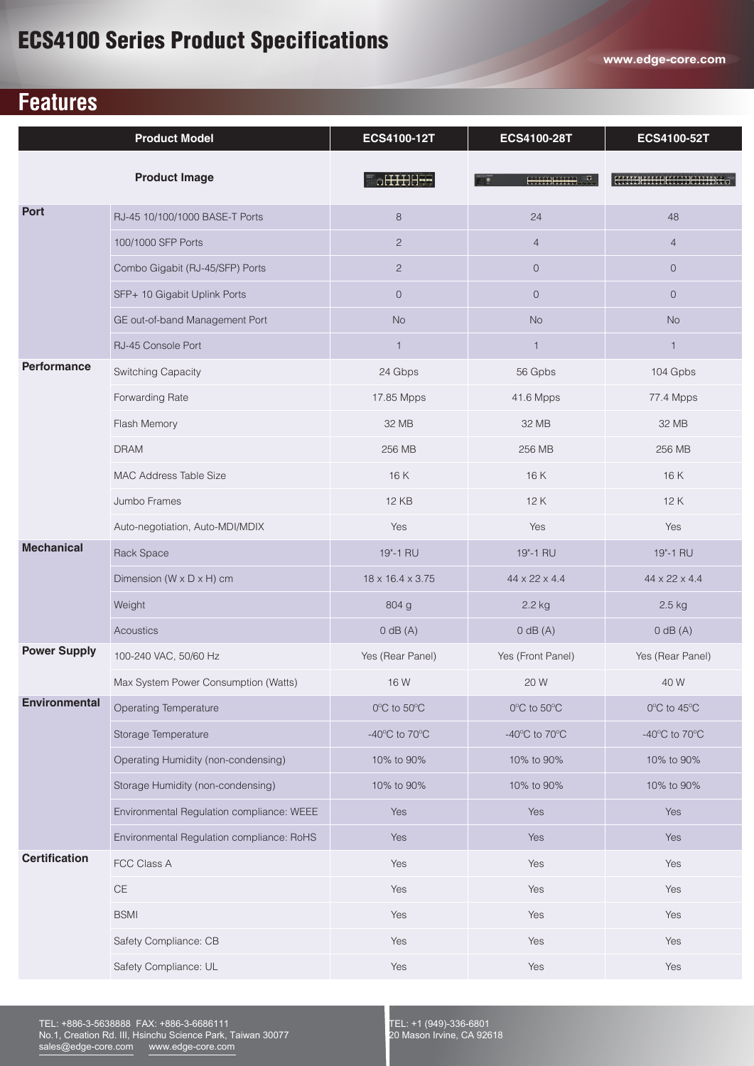# ECS4100 Series Product Specifications

## Features

| Product Model | | ECS4100-12T | ECS4100-28T | ECS4100-52T |
|---|---|---|---|---|
| Product Image | | | | |
| Port | RJ-45 10/100/1000 BASE-T Ports | 8 | 24 | 48 |
| | 100/1000 SFP Ports | 2 | 4 | 4 |
| | Combo Gigabit (RJ-45/SFP) Ports | 2 | 0 | 0 |
| | SFP+ 10 Gigabit Uplink Ports | 0 | 0 | 0 |
| | GE out-of-band Management Port | No | No | No |
| | RJ-45 Console Port | 1 | 1 | 1 |
| Performance | Switching Capacity | 24 Gbps | 56 Gpbs | 104 Gpbs |
| | Forwarding Rate | 17.85 Mpps | 41.6 Mpps | 77.4 Mpps |
| | Flash Memory | 32 MB | 32 MB | 32 MB |
| | DRAM | 256 MB | 256 MB | 256 MB |
| | MAC Address Table Size | 16 K | 16 K | 16 K |
| | Jumbo Frames | 12 KB | 12 K | 12 K |
| | Auto-negotiation, Auto-MDI/MDIX | Yes | Yes | Yes |
| Mechanical | Rack Space | 19"-1 RU | 19"-1 RU | 19"-1 RU |
| | Dimension (W x D x H) cm | 18 x 16.4 x 3.75 | 44 x 22 x 4.4 | 44 x 22 x 4.4 |
| | Weight | 804 g | 2.2 kg | 2.5 kg |
| | Acoustics | 0 dB (A) | 0 dB (A) | 0 dB (A) |
| Power Supply | 100-240 VAC, 50/60 Hz | Yes (Rear Panel) | Yes (Front Panel) | Yes (Rear Panel) |
| | Max System Power Consumption (Watts) | 16 W | 20 W | 40 W |
| Environmental | Operating Temperature | 0ºC to 50ºC | 0ºC to 50ºC | 0ºC to 45ºC |
| | Storage Temperature | -40ºC to 70ºC | -40ºC to 70ºC | -40ºC to 70ºC |
| | Operating Humidity (non-condensing) | 10% to 90% | 10% to 90% | 10% to 90% |
| | Storage Humidity (non-condensing) | 10% to 90% | 10% to 90% | 10% to 90% |
| | Environmental Regulation compliance: WEEE | Yes | Yes | Yes |
| | Environmental Regulation compliance: RoHS | Yes | Yes | Yes |
| Certification | FCC Class A | Yes | Yes | Yes |
| | CE | Yes | Yes | Yes |
| | BSMI | Yes | Yes | Yes |
| | Safety Compliance: CB | Yes | Yes | Yes |
| | Safety Compliance: UL | Yes | Yes | Yes |

TEL: +886-3-5638888 FAX: +886-3-6686111
No.1, Creation Rd. III, Hsinchu Science Park, Taiwan 30077
sales@edge-core.com www.edge-core.com

TEL: +1 (949)-336-6801
20 Mason Irvine, CA 92618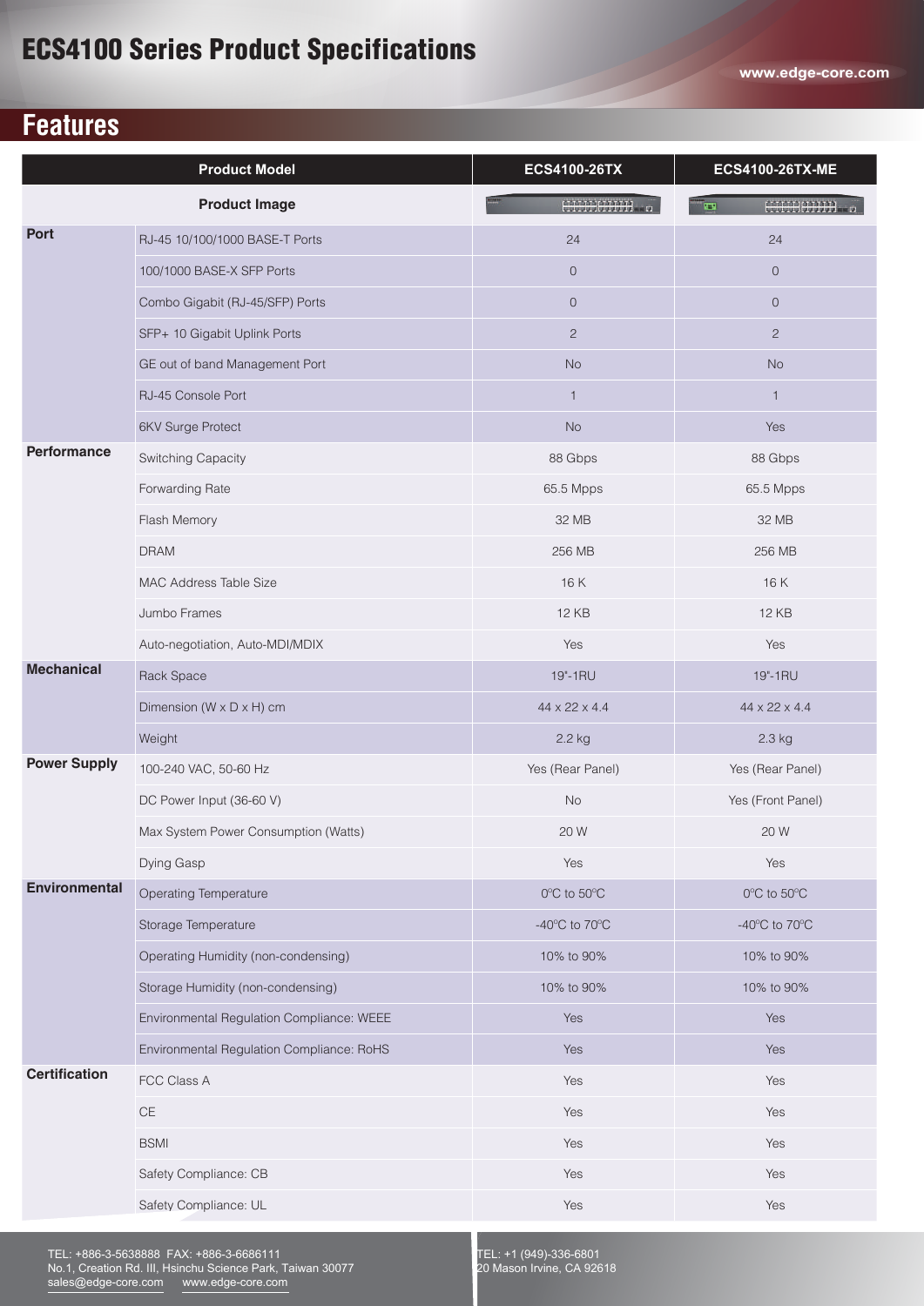# ECS4100 Series Product Specifications

## Features

| Product Model | | ECS4100-26TX | ECS4100-26TX-ME |
|---|---|---|---|
| Product Image | | | |
| **Port** | RJ-45 10/100/1000 BASE-T Ports | 24 | 24 |
| | 100/1000 BASE-X SFP Ports | 0 | 0 |
| | Combo Gigabit (RJ-45/SFP) Ports | 0 | 0 |
| | SFP+ 10 Gigabit Uplink Ports | 2 | 2 |
| | GE out of band Management Port | No | No |
| | RJ-45 Console Port | 1 | 1 |
| | 6KV Surge Protect | No | Yes |
| **Performance** | Switching Capacity | 88 Gbps | 88 Gbps |
| | Forwarding Rate | 65.5 Mpps | 65.5 Mpps |
| | Flash Memory | 32 MB | 32 MB |
| | DRAM | 256 MB | 256 MB |
| | MAC Address Table Size | 16 K | 16 K |
| | Jumbo Frames | 12 KB | 12 KB |
| | Auto-negotiation, Auto-MDI/MDIX | Yes | Yes |
| **Mechanical** | Rack Space | 19"-1RU | 19"-1RU |
| | Dimension (W x D x H) cm | 44 x 22 x 4.4 | 44 x 22 x 4.4 |
| | Weight | 2.2 kg | 2.3 kg |
| **Power Supply** | 100-240 VAC, 50-60 Hz | Yes (Rear Panel) | Yes (Rear Panel) |
| | DC Power Input (36-60 V) | No | Yes (Front Panel) |
| | Max System Power Consumption (Watts) | 20 W | 20 W |
| | Dying Gasp | Yes | Yes |
| **Environmental** | Operating Temperature | 0°C to 50°C | 0°C to 50°C |
| | Storage Temperature | -40°C to 70°C | -40°C to 70°C |
| | Operating Humidity (non-condensing) | 10% to 90% | 10% to 90% |
| | Storage Humidity (non-condensing) | 10% to 90% | 10% to 90% |
| | Environmental Regulation Compliance: WEEE | Yes | Yes |
| | Environmental Regulation Compliance: RoHS | Yes | Yes |
| **Certification** | FCC Class A | Yes | Yes |
| | CE | Yes | Yes |
| | BSMI | Yes | Yes |
| | Safety Compliance: CB | Yes | Yes |
| | Safety Compliance: UL | Yes | Yes |

TEL: +886-3-5638888 FAX: +886-3-6686111
No.1, Creation Rd. III, Hsinchu Science Park, Taiwan 30077
sales@edge-core.com www.edge-core.com

TEL: +1 (949)-336-6801
20 Mason Irvine, CA 92618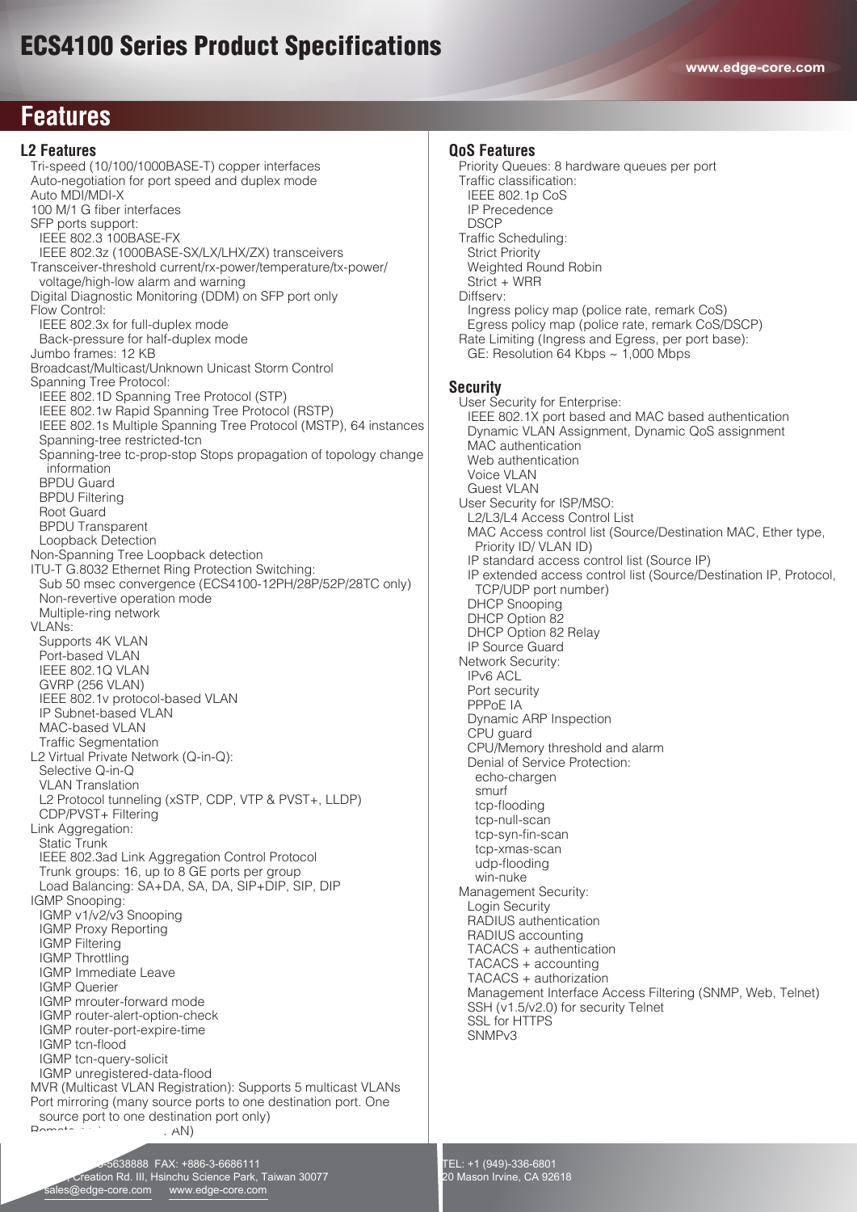# ECS4100 Series Product Specifications

## Features

### L2 Features

- Tri-speed (10/100/1000BASE-T) copper interfaces
- Auto-negotiation for port speed and duplex mode
- Auto MDI/MDI-X
- 100 M/1 G fiber interfaces
- SFP ports support:
  - IEEE 802.3 100BASE-FX
  - IEEE 802.3z (1000BASE-SX/LX/LHX/ZX) transceivers
- Transceiver-threshold current/rx-power/temperature/tx-power/ voltage/high-low alarm and warning
- Digital Diagnostic Monitoring (DDM) on SFP port only
- Flow Control:
  - IEEE 802.3x for full-duplex mode
  - Back-pressure for half-duplex mode
- Jumbo frames: 12 KB
- Broadcast/Multicast/Unknown Unicast Storm Control
- Spanning Tree Protocol:
  - IEEE 802.1D Spanning Tree Protocol (STP)
  - IEEE 802.1w Rapid Spanning Tree Protocol (RSTP)
  - IEEE 802.1s Multiple Spanning Tree Protocol (MSTP), 64 instances
  - Spanning-tree restricted-tcn
  - Spanning-tree tc-prop-stop Stops propagation of topology change information
  - BPDU Guard
  - BPDU Filtering
  - Root Guard
  - BPDU Transparent
  - Loopback Detection
- Non-Spanning Tree Loopback detection
- ITU-T G.8032 Ethernet Ring Protection Switching:
  - Sub 50 msec convergence (ECS4100-12PH/28P/52P/28TC only)
  - Non-revertive operation mode
  - Multiple-ring network
- VLANs:
  - Supports 4K VLAN
  - Port-based VLAN
  - IEEE 802.1Q VLAN
  - GVRP (256 VLAN)
  - IEEE 802.1v protocol-based VLAN
  - IP Subnet-based VLAN
  - MAC-based VLAN
  - Traffic Segmentation
- L2 Virtual Private Network (Q-in-Q):
  - Selective Q-in-Q
  - VLAN Translation
  - L2 Protocol tunneling (xSTP, CDP, VTP & PVST+, LLDP)
  - CDP/PVST+ Filtering
- Link Aggregation:
  - Static Trunk
  - IEEE 802.3ad Link Aggregation Control Protocol
  - Trunk groups: 16, up to 8 GE ports per group
  - Load Balancing: SA+DA, SA, DA, SIP+DIP, SIP, DIP
- IGMP Snooping:
  - IGMP v1/v2/v3 Snooping
  - IGMP Proxy Reporting
  - IGMP Filtering
  - IGMP Throttling
  - IGMP Immediate Leave
  - IGMP Querier
  - IGMP mrouter-forward mode
  - IGMP router-alert-option-check
  - IGMP router-port-expire-time
  - IGMP tcn-flood
  - IGMP tcn-query-solicit
  - IGMP unregistered-data-flood
- MVR (Multicast VLAN Registration): Supports 5 multicast VLANs
- Port mirroring (many source ports to one destination port. One source port to one destination port only)
- Remote ... AN)

### QoS Features

- Priority Queues: 8 hardware queues per port
- Traffic classification:
  - IEEE 802.1p CoS
  - IP Precedence
  - DSCP
- Traffic Scheduling:
  - Strict Priority
  - Weighted Round Robin
  - Strict + WRR
- Diffserv:
  - Ingress policy map (police rate, remark CoS)
  - Egress policy map (police rate, remark CoS/DSCP)
- Rate Limiting (Ingress and Egress, per port base):
  - GE: Resolution 64 Kbps ~ 1,000 Mbps

### Security

- User Security for Enterprise:
  - IEEE 802.1X port based and MAC based authentication
  - Dynamic VLAN Assignment, Dynamic QoS assignment
  - MAC authentication
  - Web authentication
  - Voice VLAN
  - Guest VLAN
- User Security for ISP/MSO:
  - L2/L3/L4 Access Control List
  - MAC Access control list (Source/Destination MAC, Ether type, Priority ID/ VLAN ID)
  - IP standard access control list (Source IP)
  - IP extended access control list (Source/Destination IP, Protocol, TCP/UDP port number)
  - DHCP Snooping
  - DHCP Option 82
  - DHCP Option 82 Relay
  - IP Source Guard
- Network Security:
  - IPv6 ACL
  - Port security
  - PPPoE IA
  - Dynamic ARP Inspection
  - CPU guard
  - CPU/Memory threshold and alarm
  - Denial of Service Protection:
    - echo-chargen
    - smurf
    - tcp-flooding
    - tcp-null-scan
    - tcp-syn-fin-scan
    - tcp-xmas-scan
    - udp-flooding
    - win-nuke
- Management Security:
  - Login Security
  - RADIUS authentication
  - RADIUS accounting
  - TACACS + authentication
  - TACACS + accounting
  - TACACS + authorization
  - Management Interface Access Filtering (SNMP, Web, Telnet)
  - SSH (v1.5/v2.0) for security Telnet
  - SSL for HTTPS
  - SNMPv3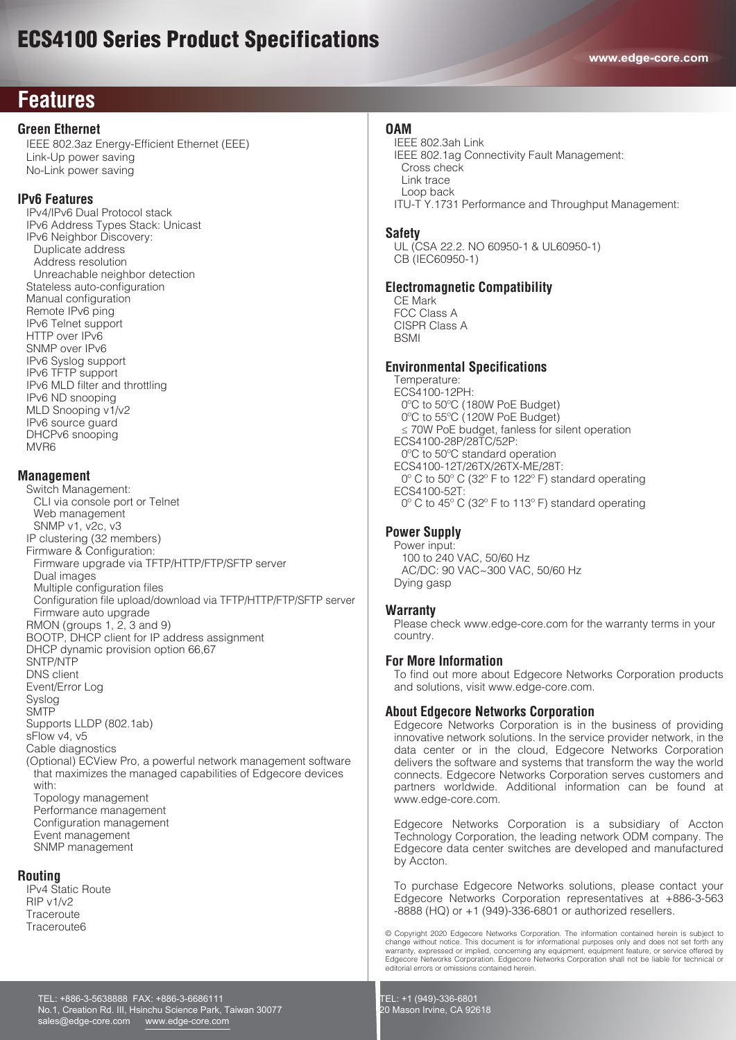# ECS4100 Series Product Specifications

## Features

### Green Ethernet

- IEEE 802.3az Energy-Efficient Ethernet (EEE)
- Link-Up power saving
- No-Link power saving

### IPv6 Features

- IPv4/IPv6 Dual Protocol stack
- IPv6 Address Types Stack: Unicast
- IPv6 Neighbor Discovery:
  - Duplicate address
  - Address resolution
  - Unreachable neighbor detection
- Stateless auto-configuration
- Manual configuration
- Remote IPv6 ping
- IPv6 Telnet support
- HTTP over IPv6
- SNMP over IPv6
- IPv6 Syslog support
- IPv6 TFTP support
- IPv6 MLD filter and throttling
- IPv6 ND snooping
- MLD Snooping v1/v2
- IPv6 source guard
- DHCPv6 snooping
- MVR6

### Management

- Switch Management:
  - CLI via console port or Telnet
  - Web management
  - SNMP v1, v2c, v3
- IP clustering (32 members)
- Firmware & Configuration:
  - Firmware upgrade via TFTP/HTTP/FTP/SFTP server
  - Dual images
  - Multiple configuration files
  - Configuration file upload/download via TFTP/HTTP/FTP/SFTP server
  - Firmware auto upgrade
- RMON (groups 1, 2, 3 and 9)
- BOOTP, DHCP client for IP address assignment
- DHCP dynamic provision option 66,67
- SNTP/NTP
- DNS client
- Event/Error Log
- Syslog
- SMTP
- Supports LLDP (802.1ab)
- sFlow v4, v5
- Cable diagnostics
- (Optional) ECView Pro, a powerful network management software that maximizes the managed capabilities of Edgecore devices with:
  - Topology management
  - Performance management
  - Configuration management
  - Event management
  - SNMP management

### Routing

- IPv4 Static Route
- RIP v1/v2
- Traceroute
- Traceroute6

### OAM

- IEEE 802.3ah Link
- IEEE 802.1ag Connectivity Fault Management:
  - Cross check
  - Link trace
  - Loop back
- ITU-T Y.1731 Performance and Throughput Management:

### Safety

- UL (CSA 22.2. NO 60950-1 & UL60950-1)
- CB (IEC60950-1)

### Electromagnetic Compatibility

- CE Mark
- FCC Class A
- CISPR Class A
- BSMI

### Environmental Specifications

- Temperature:
- ECS4100-12PH:
  - 0°C to 50°C (180W PoE Budget)
  - 0°C to 55°C (120W PoE Budget)
  - ≤ 70W PoE budget, fanless for silent operation
- ECS4100-28P/28TC/52P:
  - 0°C to 50°C standard operation
- ECS4100-12T/26TX/26TX-ME/28T:
  - 0° C to 50° C (32° F to 122° F) standard operating
- ECS4100-52T:
  - 0° C to 45° C (32° F to 113° F) standard operating

### Power Supply

- Power input:
  - 100 to 240 VAC, 50/60 Hz
  - AC/DC: 90 VAC~300 VAC, 50/60 Hz
- Dying gasp

### Warranty

Please check www.edge-core.com for the warranty terms in your country.

### For More Information

To find out more about Edgecore Networks Corporation products and solutions, visit www.edge-core.com.

### About Edgecore Networks Corporation

Edgecore Networks Corporation is in the business of providing innovative network solutions. In the service provider network, in the data center or in the cloud, Edgecore Networks Corporation delivers the software and systems that transform the way the world connects. Edgecore Networks Corporation serves customers and partners worldwide. Additional information can be found at www.edge-core.com.

Edgecore Networks Corporation is a subsidiary of Accton Technology Corporation, the leading network ODM company. The Edgecore data center switches are developed and manufactured by Accton.

To purchase Edgecore Networks solutions, please contact your Edgecore Networks Corporation representatives at +886-3-563-8888 (HQ) or +1 (949)-336-6801 or authorized resellers.

© Copyright 2020 Edgecore Networks Corporation. The information contained herein is subject to change without notice. This document is for informational purposes only and does not set forth any warranty, expressed or implied, concerning any equipment, equipment feature, or service offered by Edgecore Networks Corporation. Edgecore Networks Corporation shall not be liable for technical or editorial errors or omissions contained herein.

TEL: +886-3-5638888 FAX: +886-3-6686111
No.1, Creation Rd. III, Hsinchu Science Park, Taiwan 30077
sales@edge-core.com www.edge-core.com

TEL: +1 (949)-336-6801
20 Mason Irvine, CA 92618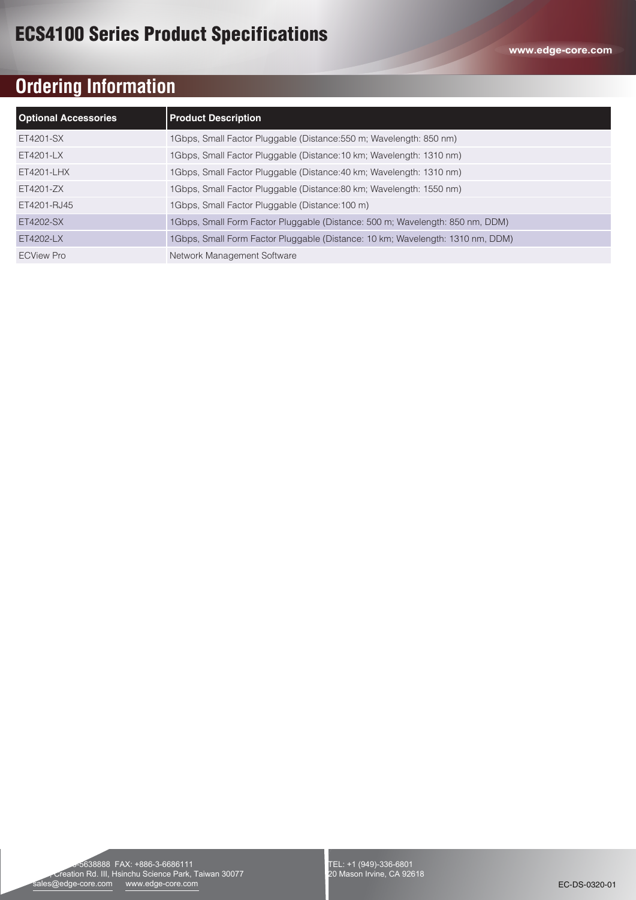# Ordering Information

| Optional Accessories | Product Description |
|---|---|
| ET4201-SX | 1Gbps, Small Factor Pluggable (Distance:550 m; Wavelength: 850 nm) |
| ET4201-LX | 1Gbps, Small Factor Pluggable (Distance:10 km; Wavelength: 1310 nm) |
| ET4201-LHX | 1Gbps, Small Factor Pluggable (Distance:40 km; Wavelength: 1310 nm) |
| ET4201-ZX | 1Gbps, Small Factor Pluggable (Distance:80 km; Wavelength: 1550 nm) |
| ET4201-RJ45 | 1Gbps, Small Factor Pluggable (Distance:100 m) |
| ET4202-SX | 1Gbps, Small Form Factor Pluggable (Distance: 500 m; Wavelength: 850 nm, DDM) |
| ET4202-LX | 1Gbps, Small Form Factor Pluggable (Distance: 10 km; Wavelength: 1310 nm, DDM) |
| ECView Pro | Network Management Software |

-5638888 FAX: +886-3-6686111
Creation Rd. III, Hsinchu Science Park, Taiwan 30077
sales@edge-core.com www.edge-core.com

TEL: +1 (949)-336-6801
20 Mason Irvine, CA 92618

EC-DS-0320-01